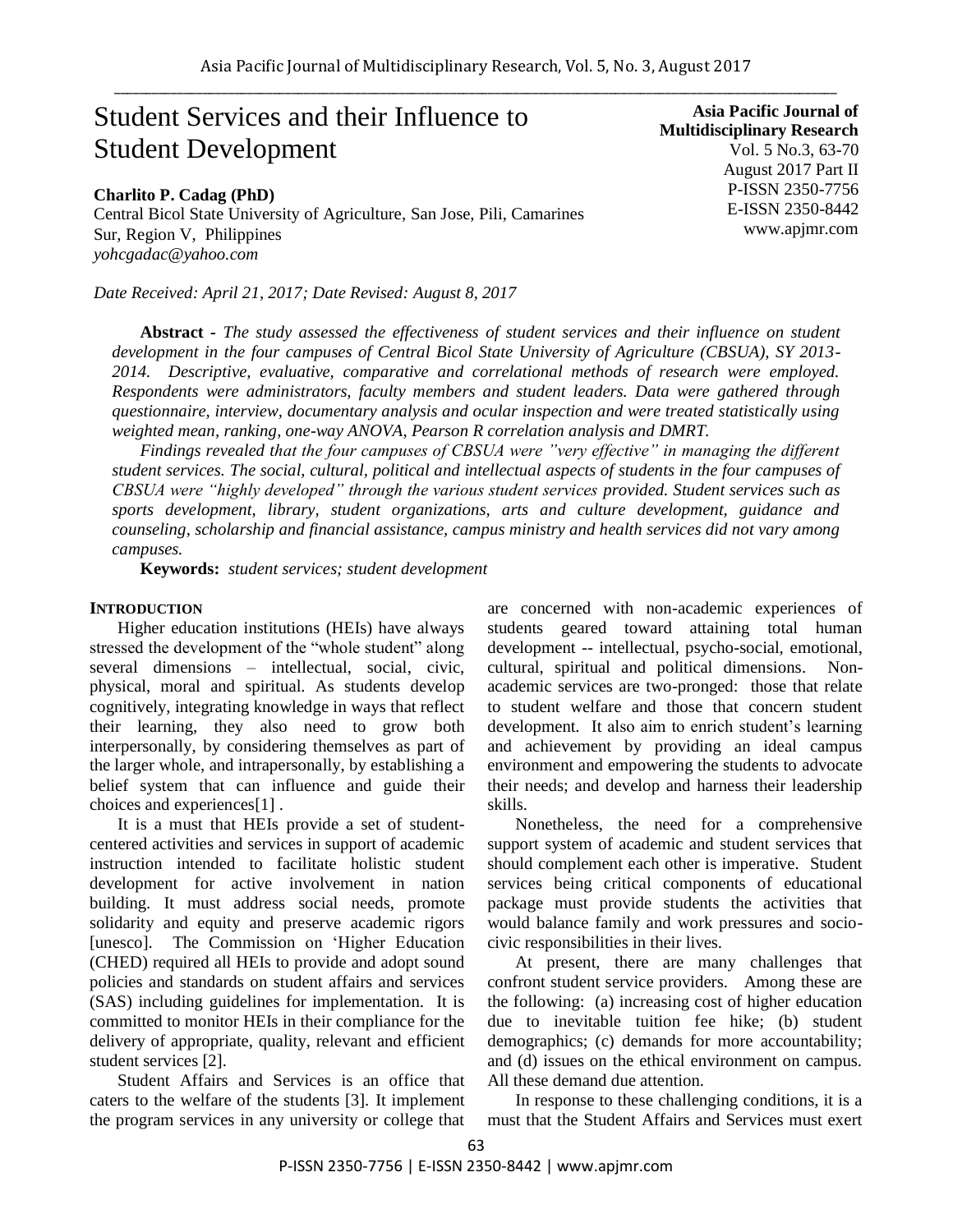# Student Services and their Influence to Student Development

**Asia Pacific Journal of Multidisciplinary Research**
Vol. 5 No.3, 63-70
August 2017 Part II
P-ISSN 2350-7756
E-ISSN 2350-8442
www.apjmr.com

**Charlito P. Cadag (PhD)**
Central Bicol State University of Agriculture, San Jose, Pili, Camarines Sur, Region V, Philippines
*yohcgadac@yahoo.com*

*Date Received: April 21, 2017; Date Revised: August 8, 2017*

**Abstract -** *The study assessed the effectiveness of student services and their influence on student development in the four campuses of Central Bicol State University of Agriculture (CBSUA), SY 2013-2014. Descriptive, evaluative, comparative and correlational methods of research were employed. Respondents were administrators, faculty members and student leaders. Data were gathered through questionnaire, interview, documentary analysis and ocular inspection and were treated statistically using weighted mean, ranking, one-way ANOVA, Pearson R correlation analysis and DMRT.*

*Findings revealed that the four campuses of CBSUA were "very effective" in managing the different student services. The social, cultural, political and intellectual aspects of students in the four campuses of CBSUA were "highly developed" through the various student services provided. Student services such as sports development, library, student organizations, arts and culture development, guidance and counseling, scholarship and financial assistance, campus ministry and health services did not vary among campuses.*

**Keywords:** *student services; student development*

## INTRODUCTION

Higher education institutions (HEIs) have always stressed the development of the "whole student" along several dimensions – intellectual, social, civic, physical, moral and spiritual. As students develop cognitively, integrating knowledge in ways that reflect their learning, they also need to grow both interpersonally, by considering themselves as part of the larger whole, and intrapersonally, by establishing a belief system that can influence and guide their choices and experiences[1] .

It is a must that HEIs provide a set of student-centered activities and services in support of academic instruction intended to facilitate holistic student development for active involvement in nation building. It must address social needs, promote solidarity and equity and preserve academic rigors [unesco]. The Commission on 'Higher Education (CHED) required all HEIs to provide and adopt sound policies and standards on student affairs and services (SAS) including guidelines for implementation. It is committed to monitor HEIs in their compliance for the delivery of appropriate, quality, relevant and efficient student services [2].

Student Affairs and Services is an office that caters to the welfare of the students [3]. It implement the program services in any university or college that are concerned with non-academic experiences of students geared toward attaining total human development -- intellectual, psycho-social, emotional, cultural, spiritual and political dimensions. Non-academic services are two-pronged: those that relate to student welfare and those that concern student development. It also aim to enrich student's learning and achievement by providing an ideal campus environment and empowering the students to advocate their needs; and develop and harness their leadership skills.

Nonetheless, the need for a comprehensive support system of academic and student services that should complement each other is imperative. Student services being critical components of educational package must provide students the activities that would balance family and work pressures and socio-civic responsibilities in their lives.

At present, there are many challenges that confront student service providers. Among these are the following: (a) increasing cost of higher education due to inevitable tuition fee hike; (b) student demographics; (c) demands for more accountability; and (d) issues on the ethical environment on campus. All these demand due attention.

In response to these challenging conditions, it is a must that the Student Affairs and Services must exert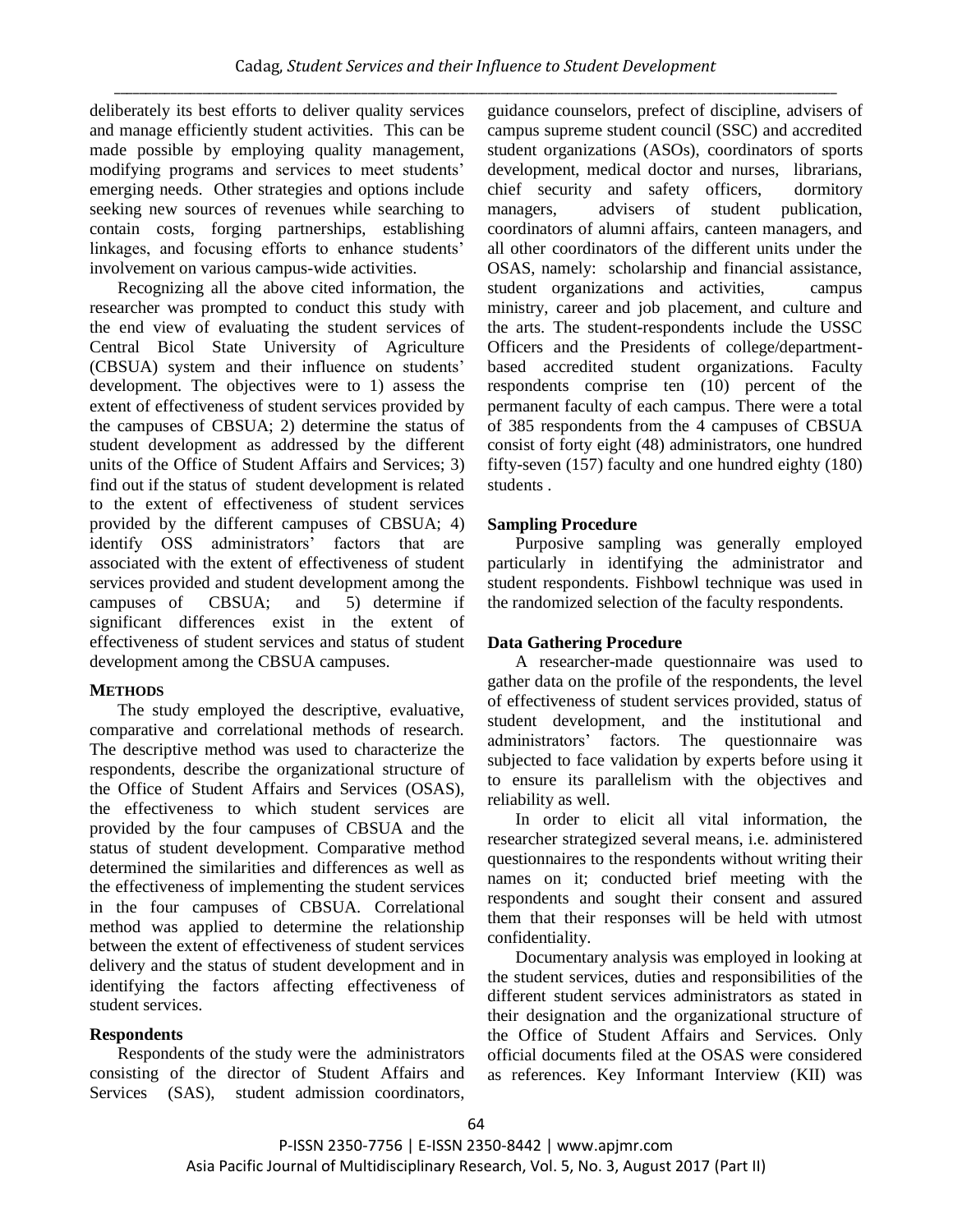deliberately its best efforts to deliver quality services and manage efficiently student activities. This can be made possible by employing quality management, modifying programs and services to meet students' emerging needs. Other strategies and options include seeking new sources of revenues while searching to contain costs, forging partnerships, establishing linkages, and focusing efforts to enhance students' involvement on various campus-wide activities.

Recognizing all the above cited information, the researcher was prompted to conduct this study with the end view of evaluating the student services of Central Bicol State University of Agriculture (CBSUA) system and their influence on students' development. The objectives were to 1) assess the extent of effectiveness of student services provided by the campuses of CBSUA; 2) determine the status of student development as addressed by the different units of the Office of Student Affairs and Services; 3) find out if the status of student development is related to the extent of effectiveness of student services provided by the different campuses of CBSUA; 4) identify OSS administrators' factors that are associated with the extent of effectiveness of student services provided and student development among the campuses of CBSUA; and 5) determine if significant differences exist in the extent of effectiveness of student services and status of student development among the CBSUA campuses.

## METHODS

The study employed the descriptive, evaluative, comparative and correlational methods of research. The descriptive method was used to characterize the respondents, describe the organizational structure of the Office of Student Affairs and Services (OSAS), the effectiveness to which student services are provided by the four campuses of CBSUA and the status of student development. Comparative method determined the similarities and differences as well as the effectiveness of implementing the student services in the four campuses of CBSUA. Correlational method was applied to determine the relationship between the extent of effectiveness of student services delivery and the status of student development and in identifying the factors affecting effectiveness of student services.

### Respondents

Respondents of the study were the administrators consisting of the director of Student Affairs and Services (SAS), student admission coordinators, guidance counselors, prefect of discipline, advisers of campus supreme student council (SSC) and accredited student organizations (ASOs), coordinators of sports development, medical doctor and nurses, librarians, chief security and safety officers, dormitory managers, advisers of student publication, coordinators of alumni affairs, canteen managers, and all other coordinators of the different units under the OSAS, namely: scholarship and financial assistance, student organizations and activities, campus ministry, career and job placement, and culture and the arts. The student-respondents include the USSC Officers and the Presidents of college/department-based accredited student organizations. Faculty respondents comprise ten (10) percent of the permanent faculty of each campus. There were a total of 385 respondents from the 4 campuses of CBSUA consist of forty eight (48) administrators, one hundred fifty-seven (157) faculty and one hundred eighty (180) students .

### Sampling Procedure

Purposive sampling was generally employed particularly in identifying the administrator and student respondents. Fishbowl technique was used in the randomized selection of the faculty respondents.

### Data Gathering Procedure

A researcher-made questionnaire was used to gather data on the profile of the respondents, the level of effectiveness of student services provided, status of student development, and the institutional and administrators' factors. The questionnaire was subjected to face validation by experts before using it to ensure its parallelism with the objectives and reliability as well.

In order to elicit all vital information, the researcher strategized several means, i.e. administered questionnaires to the respondents without writing their names on it; conducted brief meeting with the respondents and sought their consent and assured them that their responses will be held with utmost confidentiality.

Documentary analysis was employed in looking at the student services, duties and responsibilities of the different student services administrators as stated in their designation and the organizational structure of the Office of Student Affairs and Services. Only official documents filed at the OSAS were considered as references. Key Informant Interview (KII) was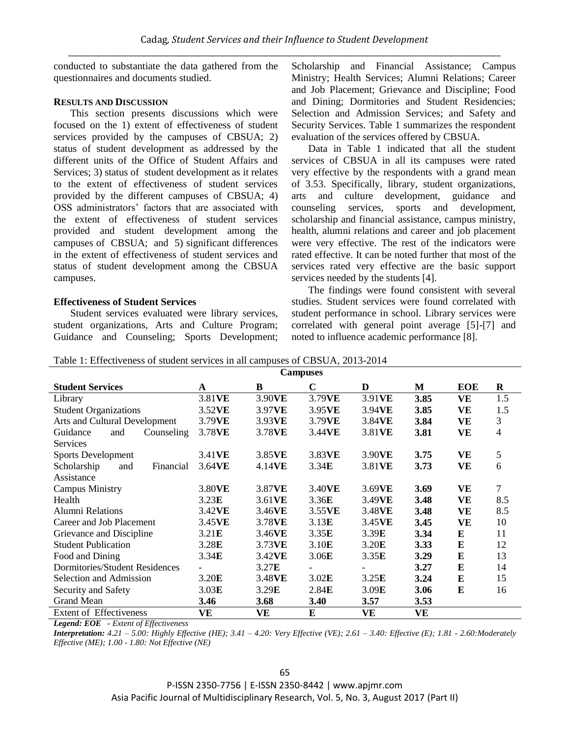conducted to substantiate the data gathered from the questionnaires and documents studied.

## RESULTS AND DISCUSSION

This section presents discussions which were focused on the 1) extent of effectiveness of student services provided by the campuses of CBSUA; 2) status of student development as addressed by the different units of the Office of Student Affairs and Services; 3) status of student development as it relates to the extent of effectiveness of student services provided by the different campuses of CBSUA; 4) OSS administrators' factors that are associated with the extent of effectiveness of student services provided and student development among the campuses of CBSUA; and 5) significant differences in the extent of effectiveness of student services and status of student development among the CBSUA campuses.

### Effectiveness of Student Services

Student services evaluated were library services, student organizations, Arts and Culture Program; Guidance and Counseling; Sports Development; Scholarship and Financial Assistance; Campus Ministry; Health Services; Alumni Relations; Career and Job Placement; Grievance and Discipline; Food and Dining; Dormitories and Student Residencies; Selection and Admission Services; and Safety and Security Services. Table 1 summarizes the respondent evaluation of the services offered by CBSUA.

Data in Table 1 indicated that all the student services of CBSUA in all its campuses were rated very effective by the respondents with a grand mean of 3.53. Specifically, library, student organizations, arts and culture development, guidance and counseling services, sports and development, scholarship and financial assistance, campus ministry, health, alumni relations and career and job placement were very effective. The rest of the indicators were rated effective. It can be noted further that most of the services rated very effective are the basic support services needed by the students [4].

The findings were found consistent with several studies. Student services were found correlated with student performance in school. Library services were correlated with general point average [5]-[7] and noted to influence academic performance [8].

Table 1: Effectiveness of student services in all campuses of CBSUA, 2013-2014

| | Campuses | | | | | | |
|---|---|---|---|---|---|---|---|
| **Student Services** | **A** | **B** | **C** | **D** | **M** | **EOE** | **R** |
| Library | 3.81**VE** | 3.90**VE** | 3.79**VE** | 3.91**VE** | **3.85** | **VE** | 1.5 |
| Student Organizations | 3.52**VE** | 3.97**VE** | 3.95**VE** | 3.94**VE** | **3.85** | **VE** | 1.5 |
| Arts and Cultural Development | 3.79**VE** | 3.93**VE** | 3.79**VE** | 3.84**VE** | **3.84** | **VE** | 3 |
| Guidance and Counseling Services | 3.78**VE** | 3.78**VE** | 3.44**VE** | 3.81**VE** | **3.81** | **VE** | 4 |
| Sports Development | 3.41**VE** | 3.85**VE** | 3.83**VE** | 3.90**VE** | **3.75** | **VE** | 5 |
| Scholarship and Financial Assistance | 3.64**VE** | 4.14**VE** | 3.34**E** | 3.81**VE** | **3.73** | **VE** | 6 |
| Campus Ministry | 3.80**VE** | 3.87**VE** | 3.40**VE** | 3.69**VE** | **3.69** | **VE** | 7 |
| Health | 3.23**E** | 3.61**VE** | 3.36**E** | 3.49**VE** | **3.48** | **VE** | 8.5 |
| Alumni Relations | 3.42**VE** | 3.46**VE** | 3.55**VE** | 3.48**VE** | **3.48** | **VE** | 8.5 |
| Career and Job Placement | 3.45**VE** | 3.78**VE** | 3.13**E** | 3.45**VE** | **3.45** | **VE** | 10 |
| Grievance and Discipline | 3.21**E** | 3.46**VE** | 3.35**E** | 3.39**E** | **3.34** | **E** | 11 |
| Student Publication | 3.28**E** | 3.73**VE** | 3.10**E** | 3.20**E** | **3.33** | **E** | 12 |
| Food and Dining | 3.34**E** | 3.42**VE** | 3.06**E** | 3.35**E** | **3.29** | **E** | 13 |
| Dormitories/Student Residences | - | 3.27**E** | - | - | **3.27** | **E** | 14 |
| Selection and Admission | 3.20**E** | 3.48**VE** | 3.02**E** | 3.25**E** | **3.24** | **E** | 15 |
| Security and Safety | 3.03**E** | 3.29**E** | 2.84**E** | 3.09**E** | **3.06** | **E** | 16 |
| Grand Mean | **3.46** | **3.68** | **3.40** | **3.57** | **3.53** | | |
| Extent of Effectiveness | **VE** | **VE** | **E** | **VE** | **VE** | | |

***Legend: EOE*** *- Extent of Effectiveness*

***Interpretation:*** *4.21 – 5.00: Highly Effective (HE); 3.41 – 4.20: Very Effective (VE); 2.61 – 3.40: Effective (E); 1.81 - 2.60: Moderately Effective (ME); 1.00 - 1.80: Not Effective (NE)*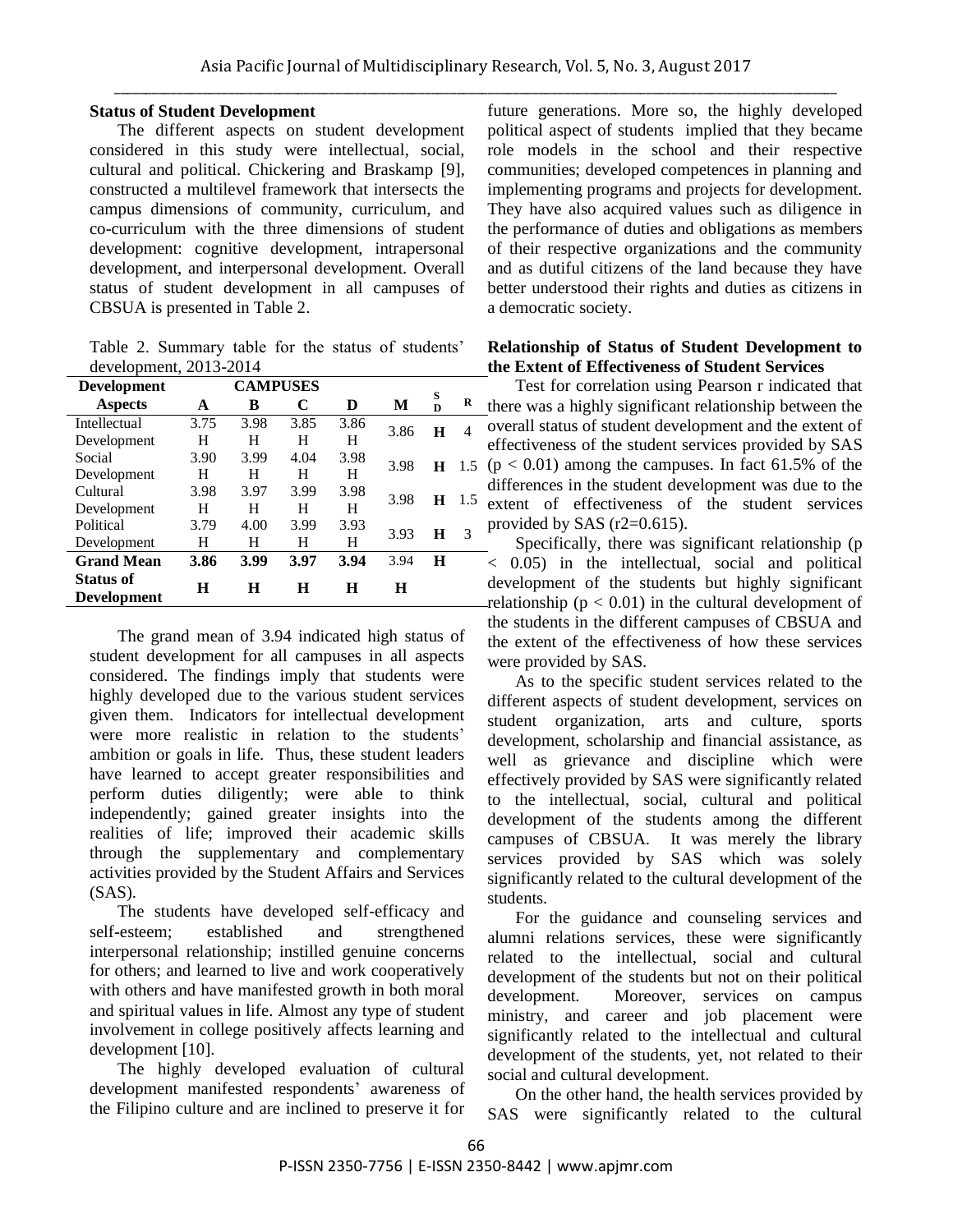### Status of Student Development

The different aspects on student development considered in this study were intellectual, social, cultural and political. Chickering and Braskamp [9], constructed a multilevel framework that intersects the campus dimensions of community, curriculum, and co-curriculum with the three dimensions of student development: cognitive development, intrapersonal development, and interpersonal development. Overall status of student development in all campuses of CBSUA is presented in Table 2.

Table 2. Summary table for the status of students' development, 2013-2014

| Development Aspects | CAMPUSES | | | | M | SD | R |
|---|---|---|---|---|---|---|---|
| | A | B | C | D | | | |
| Intellectual Development | 3.75 H | 3.98 H | 3.85 H | 3.86 H | 3.86 | **H** | 4 |
| Social Development | 3.90 H | 3.99 H | 4.04 H | 3.98 H | 3.98 | **H** | 1.5 |
| Cultural Development | 3.98 H | 3.97 H | 3.99 H | 3.98 H | 3.98 | **H** | 1.5 |
| Political Development | 3.79 H | 4.00 H | 3.99 H | 3.93 H | 3.93 | **H** | 3 |
| **Grand Mean** | **3.86** | **3.99** | **3.97** | **3.94** | 3.94 | **H** | |
| **Status of Development** | **H** | **H** | **H** | **H** | **H** | | |

The grand mean of 3.94 indicated high status of student development for all campuses in all aspects considered. The findings imply that students were highly developed due to the various student services given them. Indicators for intellectual development were more realistic in relation to the students' ambition or goals in life. Thus, these student leaders have learned to accept greater responsibilities and perform duties diligently; were able to think independently; gained greater insights into the realities of life; improved their academic skills through the supplementary and complementary activities provided by the Student Affairs and Services (SAS).

The students have developed self-efficacy and self-esteem; established and strengthened interpersonal relationship; instilled genuine concerns for others; and learned to live and work cooperatively with others and have manifested growth in both moral and spiritual values in life. Almost any type of student involvement in college positively affects learning and development [10].

The highly developed evaluation of cultural development manifested respondents' awareness of the Filipino culture and are inclined to preserve it for future generations. More so, the highly developed political aspect of students implied that they became role models in the school and their respective communities; developed competences in planning and implementing programs and projects for development. They have also acquired values such as diligence in the performance of duties and obligations as members of their respective organizations and the community and as dutiful citizens of the land because they have better understood their rights and duties as citizens in a democratic society.

### Relationship of Status of Student Development to the Extent of Effectiveness of Student Services

Test for correlation using Pearson r indicated that there was a highly significant relationship between the overall status of student development and the extent of effectiveness of the student services provided by SAS ($p < 0.01$) among the campuses. In fact 61.5% of the differences in the student development was due to the extent of effectiveness of the student services provided by SAS ($r2=0.615$).

Specifically, there was significant relationship ($p < 0.05$) in the intellectual, social and political development of the students but highly significant relationship ($p < 0.01$) in the cultural development of the students in the different campuses of CBSUA and the extent of the effectiveness of how these services were provided by SAS.

As to the specific student services related to the different aspects of student development, services on student organization, arts and culture, sports development, scholarship and financial assistance, as well as grievance and discipline which were effectively provided by SAS were significantly related to the intellectual, social, cultural and political development of the students among the different campuses of CBSUA. It was merely the library services provided by SAS which was solely significantly related to the cultural development of the students.

For the guidance and counseling services and alumni relations services, these were significantly related to the intellectual, social and cultural development of the students but not on their political development. Moreover, services on campus ministry, and career and job placement were significantly related to the intellectual and cultural development of the students, yet, not related to their social and cultural development.

On the other hand, the health services provided by SAS were significantly related to the cultural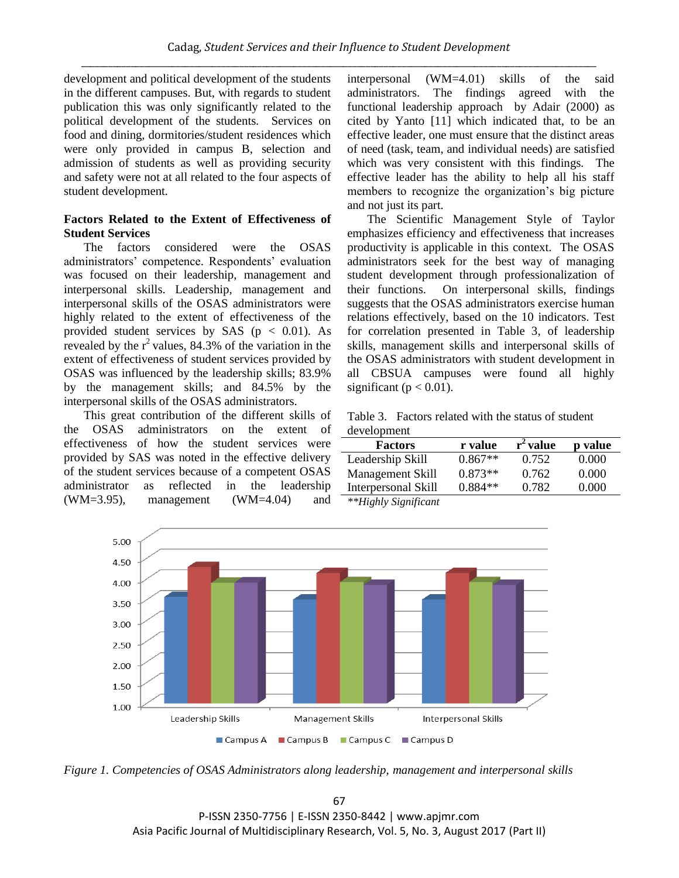development and political development of the students in the different campuses. But, with regards to student publication this was only significantly related to the political development of the students. Services on food and dining, dormitories/student residences which were only provided in campus B, selection and admission of students as well as providing security and safety were not at all related to the four aspects of student development.

### Factors Related to the Extent of Effectiveness of Student Services

The factors considered were the OSAS administrators' competence. Respondents' evaluation was focused on their leadership, management and interpersonal skills. Leadership, management and interpersonal skills of the OSAS administrators were highly related to the extent of effectiveness of the provided student services by SAS ($p < 0.01$). As revealed by the $r^2$ values, 84.3% of the variation in the extent of effectiveness of student services provided by OSAS was influenced by the leadership skills; 83.9% by the management skills; and 84.5% by the interpersonal skills of the OSAS administrators.

This great contribution of the different skills of the OSAS administrators on the extent of effectiveness of how the student services were provided by SAS was noted in the effective delivery of the student services because of a competent OSAS administrator as reflected in the leadership (WM=3.95), management (WM=4.04) and interpersonal (WM=4.01) skills of the said administrators. The findings agreed with the functional leadership approach by Adair (2000) as cited by Yanto [11] which indicated that, to be an effective leader, one must ensure that the distinct areas of need (task, team, and individual needs) are satisfied which was very consistent with this findings. The effective leader has the ability to help all his staff members to recognize the organization's big picture and not just its part.

The Scientific Management Style of Taylor emphasizes efficiency and effectiveness that increases productivity is applicable in this context. The OSAS administrators seek for the best way of managing student development through professionalization of their functions. On interpersonal skills, findings suggests that the OSAS administrators exercise human relations effectively, based on the 10 indicators. Test for correlation presented in Table 3, of leadership skills, management skills and interpersonal skills of the OSAS administrators with student development in all CBSUA campuses were found all highly significant ($p < 0.01$).

Table 3. Factors related with the status of student development

| Factors | r value | $r^2$ value | p value |
|---|---|---|---|
| Leadership Skill | 0.867** | 0.752 | 0.000 |
| Management Skill | 0.873** | 0.762 | 0.000 |
| Interpersonal Skill | 0.884** | 0.782 | 0.000 |

*\*\*Highly Significant*

*Figure 1. Competencies of OSAS Administrators along leadership, management and interpersonal skills*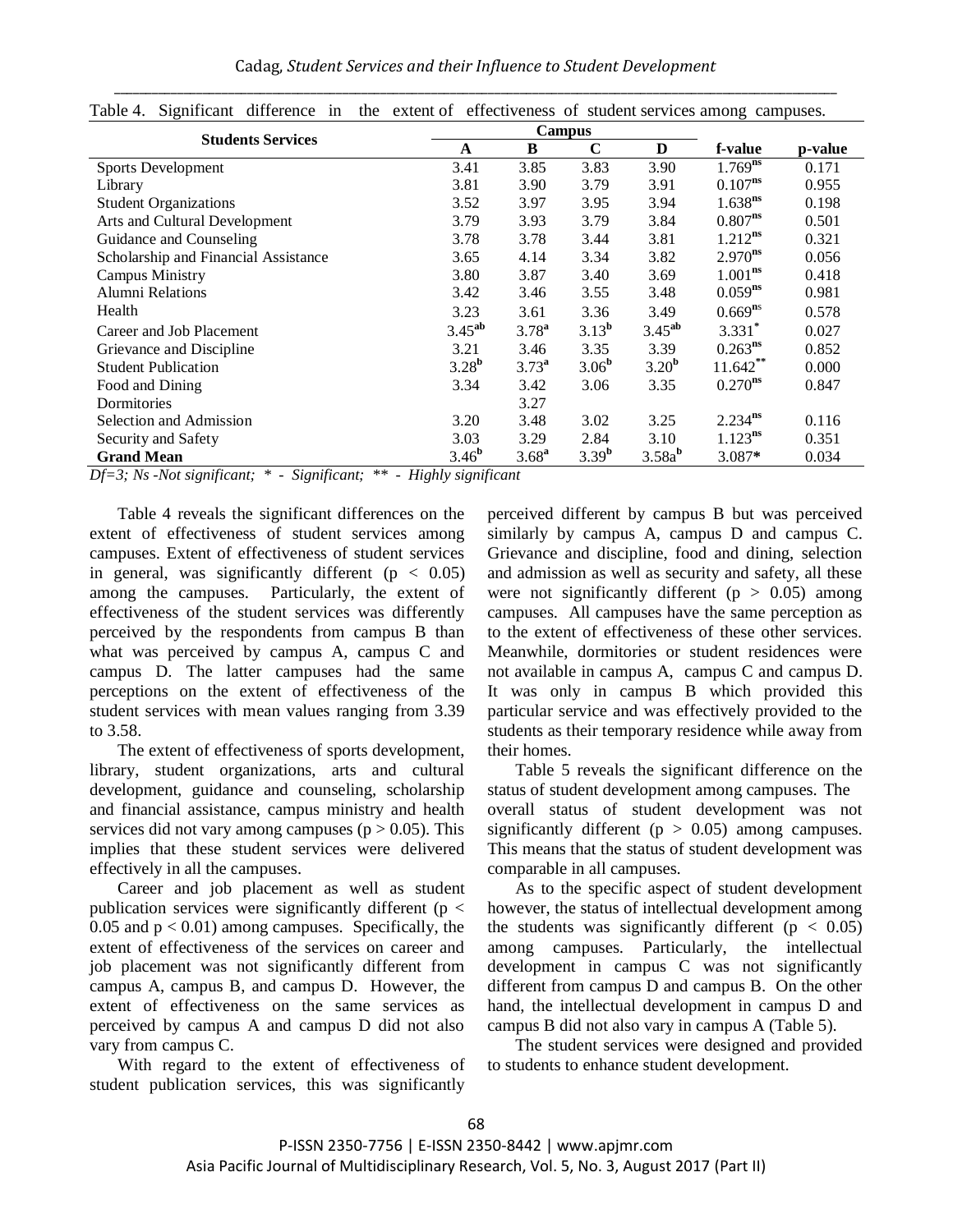Table 4. Significant difference in the extent of effectiveness of student services among campuses.

| Students Services | Campus | | | | f-value | p-value |
|---|---|---|---|---|---|---|
| | A | B | C | D | | |
| Sports Development | 3.41 | 3.85 | 3.83 | 3.90 | $1.769^{ns}$ | 0.171 |
| Library | 3.81 | 3.90 | 3.79 | 3.91 | $0.107^{ns}$ | 0.955 |
| Student Organizations | 3.52 | 3.97 | 3.95 | 3.94 | $1.638^{ns}$ | 0.198 |
| Arts and Cultural Development | 3.79 | 3.93 | 3.79 | 3.84 | $0.807^{ns}$ | 0.501 |
| Guidance and Counseling | 3.78 | 3.78 | 3.44 | 3.81 | $1.212^{ns}$ | 0.321 |
| Scholarship and Financial Assistance | 3.65 | 4.14 | 3.34 | 3.82 | $2.970^{ns}$ | 0.056 |
| Campus Ministry | 3.80 | 3.87 | 3.40 | 3.69 | $1.001^{ns}$ | 0.418 |
| Alumni Relations | 3.42 | 3.46 | 3.55 | 3.48 | $0.059^{ns}$ | 0.981 |
| Health | 3.23 | 3.61 | 3.36 | 3.49 | $0.669^{ns}$ | 0.578 |
| Career and Job Placement | $3.45^{ab}$ | $3.78^{a}$ | $3.13^{b}$ | $3.45^{ab}$ | $3.331^{*}$ | 0.027 |
| Grievance and Discipline | 3.21 | 3.46 | 3.35 | 3.39 | $0.263^{ns}$ | 0.852 |
| Student Publication | $3.28^{b}$ | $3.73^{a}$ | $3.06^{b}$ | $3.20^{b}$ | $11.642^{**}$ | 0.000 |
| Food and Dining | 3.34 | 3.42 | 3.06 | 3.35 | $0.270^{ns}$ | 0.847 |
| Dormitories | | 3.27 | | | | |
| Selection and Admission | 3.20 | 3.48 | 3.02 | 3.25 | $2.234^{ns}$ | 0.116 |
| Security and Safety | 3.03 | 3.29 | 2.84 | 3.10 | $1.123^{ns}$ | 0.351 |
| **Grand Mean** | $3.46^{b}$ | $3.68^{a}$ | $3.39^{b}$ | $3.58a^{b}$ | 3.087* | 0.034 |

*Df=3; Ns -Not significant; * - Significant; ** - Highly significant*

Table 4 reveals the significant differences on the extent of effectiveness of student services among campuses. Extent of effectiveness of student services in general, was significantly different ($p < 0.05$) among the campuses. Particularly, the extent of effectiveness of the student services was differently perceived by the respondents from campus B than what was perceived by campus A, campus C and campus D. The latter campuses had the same perceptions on the extent of effectiveness of the student services with mean values ranging from 3.39 to 3.58.

The extent of effectiveness of sports development, library, student organizations, arts and cultural development, guidance and counseling, scholarship and financial assistance, campus ministry and health services did not vary among campuses ($p > 0.05$). This implies that these student services were delivered effectively in all the campuses.

Career and job placement as well as student publication services were significantly different ($p < 0.05$ and $p < 0.01$) among campuses. Specifically, the extent of effectiveness of the services on career and job placement was not significantly different from campus A, campus B, and campus D. However, the extent of effectiveness on the same services as perceived by campus A and campus D did not also vary from campus C.

With regard to the extent of effectiveness of student publication services, this was significantly perceived different by campus B but was perceived similarly by campus A, campus D and campus C. Grievance and discipline, food and dining, selection and admission as well as security and safety, all these were not significantly different ($p > 0.05$) among campuses. All campuses have the same perception as to the extent of effectiveness of these other services. Meanwhile, dormitories or student residences were not available in campus A, campus C and campus D. It was only in campus B which provided this particular service and was effectively provided to the students as their temporary residence while away from their homes.

Table 5 reveals the significant difference on the status of student development among campuses. The overall status of student development was not significantly different ($p > 0.05$) among campuses. This means that the status of student development was comparable in all campuses.

As to the specific aspect of student development however, the status of intellectual development among the students was significantly different ($p < 0.05$) among campuses. Particularly, the intellectual development in campus C was not significantly different from campus D and campus B. On the other hand, the intellectual development in campus D and campus B did not also vary in campus A (Table 5).

The student services were designed and provided to students to enhance student development.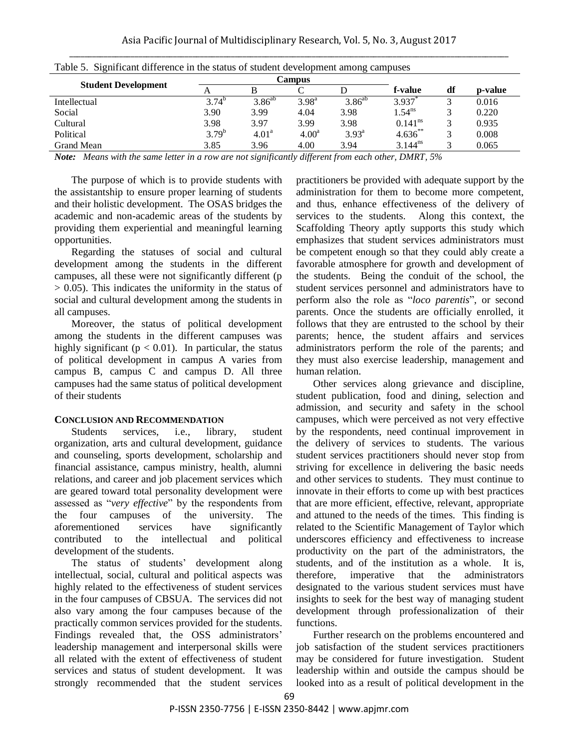Table 5. Significant difference in the status of student development among campuses

| Student Development | Campus | | | | f-value | df | p-value |
|---|---|---|---|---|---|---|---|
| | A | B | C | D | | | |
| Intellectual | $3.74^{b}$ | $3.86^{ab}$ | $3.98^{a}$ | $3.86^{ab}$ | $3.937^{*}$ | 3 | 0.016 |
| Social | 3.90 | 3.99 | 4.04 | 3.98 | $1.54^{ns}$ | 3 | 0.220 |
| Cultural | 3.98 | 3.97 | 3.99 | 3.98 | $0.141^{ns}$ | 3 | 0.935 |
| Political | $3.79^{b}$ | $4.01^{a}$ | $4.00^{a}$ | $3.93^{a}$ | $4.636^{**}$ | 3 | 0.008 |
| Grand Mean | 3.85 | 3.96 | 4.00 | 3.94 | $3.144^{ns}$ | 3 | 0.065 |

***Note:*** *Means with the same letter in a row are not significantly different from each other, DMRT, 5%*

The purpose of which is to provide students with the assistantship to ensure proper learning of students and their holistic development. The OSAS bridges the academic and non-academic areas of the students by providing them experiential and meaningful learning opportunities.

Regarding the statuses of social and cultural development among the students in the different campuses, all these were not significantly different ($p > 0.05$). This indicates the uniformity in the status of social and cultural development among the students in all campuses.

Moreover, the status of political development among the students in the different campuses was highly significant ($p < 0.01$). In particular, the status of political development in campus A varies from campus B, campus C and campus D. All three campuses had the same status of political development of their students

## CONCLUSION AND RECOMMENDATION

Students services, i.e., library, student organization, arts and cultural development, guidance and counseling, sports development, scholarship and financial assistance, campus ministry, health, alumni relations, and career and job placement services which are geared toward total personality development were assessed as "*very effective*" by the respondents from the four campuses of the university. The aforementioned services have significantly contributed to the intellectual and political development of the students.

The status of students' development along intellectual, social, cultural and political aspects was highly related to the effectiveness of student services in the four campuses of CBSUA. The services did not also vary among the four campuses because of the practically common services provided for the students. Findings revealed that, the OSS administrators' leadership management and interpersonal skills were all related with the extent of effectiveness of student services and status of student development. It was strongly recommended that the student services practitioners be provided with adequate support by the administration for them to become more competent, and thus, enhance effectiveness of the delivery of services to the students. Along this context, the Scaffolding Theory aptly supports this study which emphasizes that student services administrators must be competent enough so that they could ably create a favorable atmosphere for growth and development of the students. Being the conduit of the school, the student services personnel and administrators have to perform also the role as "*loco parentis*", or second parents. Once the students are officially enrolled, it follows that they are entrusted to the school by their parents; hence, the student affairs and services administrators perform the role of the parents; and they must also exercise leadership, management and human relation.

Other services along grievance and discipline, student publication, food and dining, selection and admission, and security and safety in the school campuses, which were perceived as not very effective by the respondents, need continual improvement in the delivery of services to students. The various student services practitioners should never stop from striving for excellence in delivering the basic needs and other services to students. They must continue to innovate in their efforts to come up with best practices that are more efficient, effective, relevant, appropriate and attuned to the needs of the times. This finding is related to the Scientific Management of Taylor which underscores efficiency and effectiveness to increase productivity on the part of the administrators, the students, and of the institution as a whole. It is, therefore, imperative that the administrators designated to the various student services must have insights to seek for the best way of managing student development through professionalization of their functions.

Further research on the problems encountered and job satisfaction of the student services practitioners may be considered for future investigation. Student leadership within and outside the campus should be looked into as a result of political development in the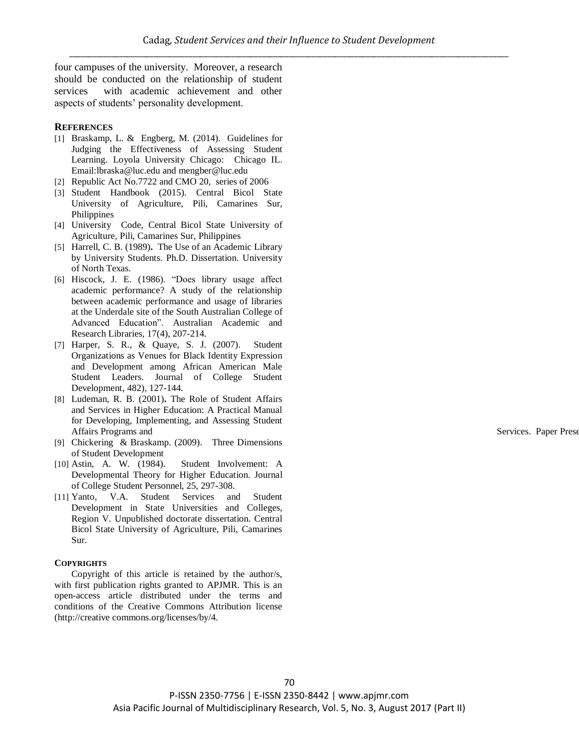four campuses of the university. Moreover, a research should be conducted on the relationship of student services with academic achievement and other aspects of students' personality development.

## REFERENCES

[1] Braskamp, L. & Engberg, M. (2014). Guidelines for Judging the Effectiveness of Assessing Student Learning. Loyola University Chicago: Chicago IL. Email:lbraska@luc.edu and mengber@luc.edu

[2] Republic Act No.7722 and CMO 20, series of 2006

[3] Student Handbook (2015). Central Bicol State University of Agriculture, Pili, Camarines Sur, Philippines

[4] University Code, Central Bicol State University of Agriculture, Pili, Camarines Sur, Philippines

[5] Harrell, C. B. (1989). The Use of an Academic Library by University Students. Ph.D. Dissertation. University of North Texas.

[6] Hiscock, J. E. (1986). "Does library usage affect academic performance? A study of the relationship between academic performance and usage of libraries at the Underdale site of the South Australian College of Advanced Education". Australian Academic and Research Libraries, 17(4), 207-214.

[7] Harper, S. R., & Quaye, S. J. (2007). Student Organizations as Venues for Black Identity Expression and Development among African American Male Student Leaders. Journal of College Student Development, 482), 127-144.

[8] Ludeman, R. B. (2001). The Role of Student Affairs and Services in Higher Education: A Practical Manual for Developing, Implementing, and Assessing Student Affairs Programs and Services. Paper Prese

[9] Chickering & Braskamp. (2009). Three Dimensions of Student Development

[10] Astin, A. W. (1984). Student Involvement: A Developmental Theory for Higher Education. Journal of College Student Personnel, 25, 297-308.

[11] Yanto, V.A. Student Services and Student Development in State Universities and Colleges, Region V. Unpublished doctorate dissertation. Central Bicol State University of Agriculture, Pili, Camarines Sur.

## COPYRIGHTS

Copyright of this article is retained by the author/s, with first publication rights granted to APJMR. This is an open-access article distributed under the terms and conditions of the Creative Commons Attribution license (http://creative commons.org/licenses/by/4.